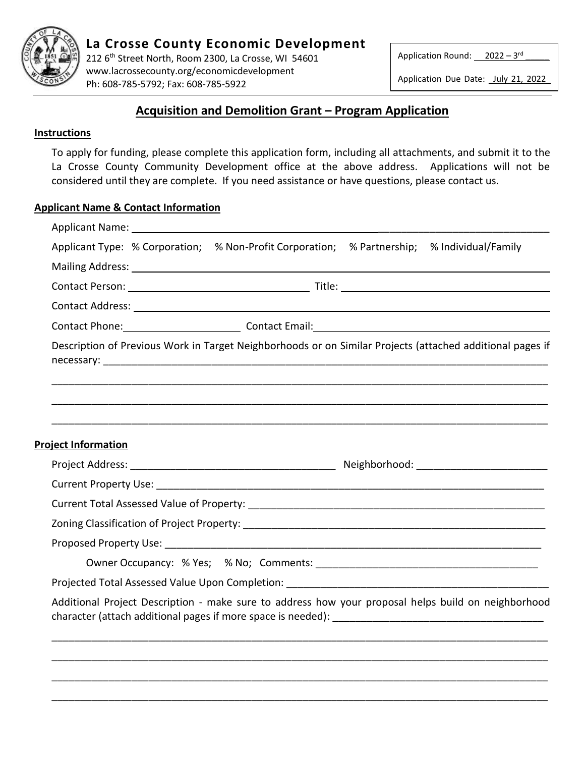# La Crosse County Economic Development

212 6th Street North, Room 2300, La Crosse, WI 54601
www.lacrossecounty.org/economicdevelopment
Ph: 608-785-5792; Fax: 608-785-5922

Application Round: 2022 – 3rd

Application Due Date: July 21, 2022

## Acquisition and Demolition Grant – Program Application

### Instructions

To apply for funding, please complete this application form, including all attachments, and submit it to the La Crosse County Community Development office at the above address. Applications will not be considered until they are complete. If you need assistance or have questions, please contact us.

### Applicant Name & Contact Information

Applicant Name: ______________________________

Applicant Type: % Corporation; % Non-Profit Corporation; % Partnership; % Individual/Family

Mailing Address: ______________________________

Contact Person: ______________________________ Title: ______________________________

Contact Address: ______________________________

Contact Phone: ______________________________ Contact Email: ______________________________

Description of Previous Work in Target Neighborhoods or on Similar Projects (attached additional pages if necessary: ______________________________

______________________________

______________________________

______________________________

### Project Information

Project Address: ______________________________ Neighborhood: ______________________________

Current Property Use: ______________________________

Current Total Assessed Value of Property: ______________________________

Zoning Classification of Project Property: ______________________________

Proposed Property Use: ______________________________

Owner Occupancy: % Yes; % No; Comments: ______________________________

Projected Total Assessed Value Upon Completion: ______________________________

Additional Project Description - make sure to address how your proposal helps build on neighborhood character (attach additional pages if more space is needed): ______________________________

______________________________

______________________________

______________________________

______________________________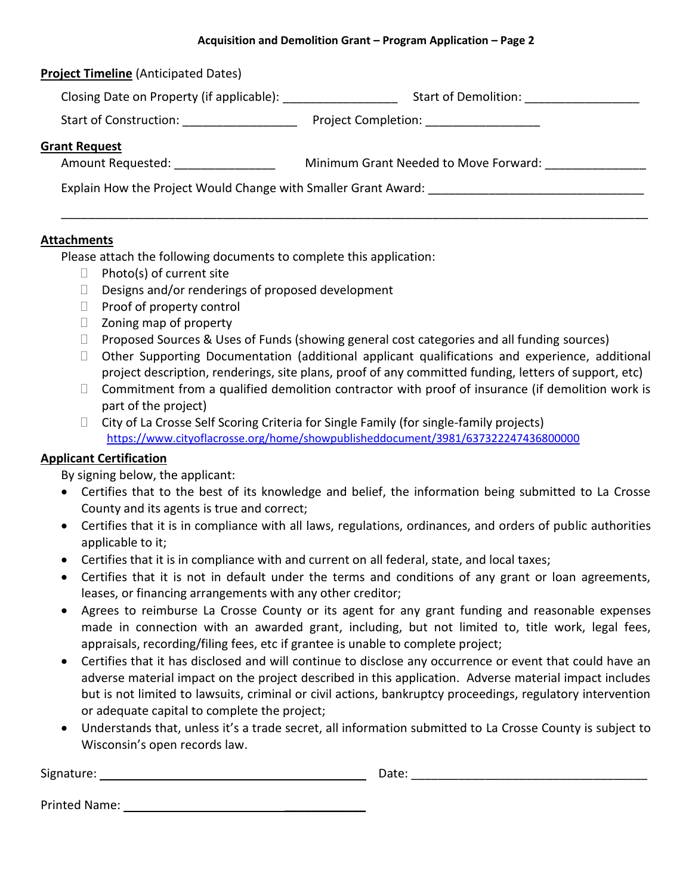**Project Timeline** (Anticipated Dates)

Closing Date on Property (if applicable): ________________ Start of Demolition: ________________

Start of Construction: ________________ Project Completion: ________________

**Grant Request**

Amount Requested: ______________ Minimum Grant Needed to Move Forward: ______________

Explain How the Project Would Change with Smaller Grant Award: ______________________________

______________________________________________________________________________

**Attachments**

Please attach the following documents to complete this application:

- ☐ Photo(s) of current site
- ☐ Designs and/or renderings of proposed development
- ☐ Proof of property control
- ☐ Zoning map of property
- ☐ Proposed Sources & Uses of Funds (showing general cost categories and all funding sources)
- ☐ Other Supporting Documentation (additional applicant qualifications and experience, additional project description, renderings, site plans, proof of any committed funding, letters of support, etc)
- ☐ Commitment from a qualified demolition contractor with proof of insurance (if demolition work is part of the project)
- ☐ City of La Crosse Self Scoring Criteria for Single Family (for single-family projects)
  https://www.cityoflacrosse.org/home/showpublisheddocument/3981/637322247436800000

**Applicant Certification**

By signing below, the applicant:

- Certifies that to the best of its knowledge and belief, the information being submitted to La Crosse County and its agents is true and correct;
- Certifies that it is in compliance with all laws, regulations, ordinances, and orders of public authorities applicable to it;
- Certifies that it is in compliance with and current on all federal, state, and local taxes;
- Certifies that it is not in default under the terms and conditions of any grant or loan agreements, leases, or financing arrangements with any other creditor;
- Agrees to reimburse La Crosse County or its agent for any grant funding and reasonable expenses made in connection with an awarded grant, including, but not limited to, title work, legal fees, appraisals, recording/filing fees, etc if grantee is unable to complete project;
- Certifies that it has disclosed and will continue to disclose any occurrence or event that could have an adverse material impact on the project described in this application. Adverse material impact includes but is not limited to lawsuits, criminal or civil actions, bankruptcy proceedings, regulatory intervention or adequate capital to complete the project;
- Understands that, unless it's a trade secret, all information submitted to La Crosse County is subject to Wisconsin's open records law.

Signature: ______________________________ Date: ______________________________

Printed Name: ______________________________